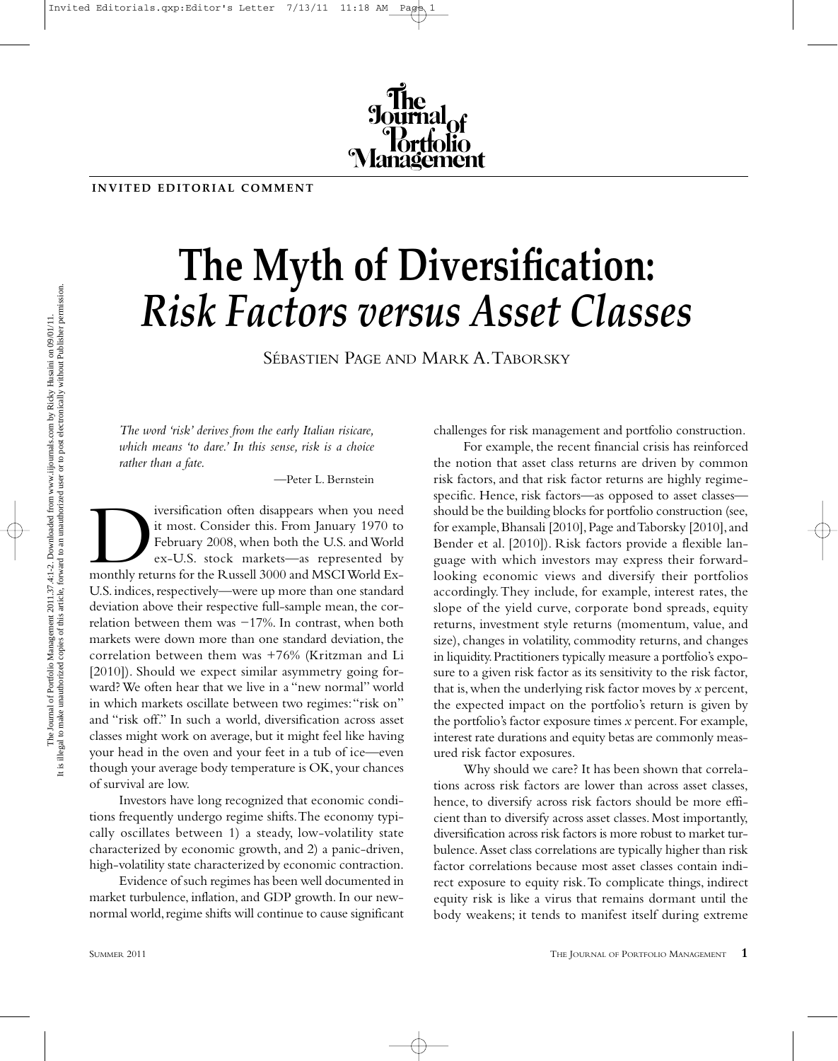INVITED EDITORIAL COMMENT

# The Myth of Diversification: *Risk Factors versus Asset Classes*

SÉBASTIEN PAGE AND MARK A. TABORSKY

*The word 'risk' derives from the early Italian risicare, which means 'to dare.' In this sense, risk is a choice rather than a fate.*

—Peter L. Bernstein

Diversification often disappears when you need it most. Consider this. From January 1970 to February 2008, when both the U.S. and World ex-U.S. stock markets—as represented by monthly returns for the Russell 3000 and MSCI World Ex-U.S. indices, respectively—were up more than one standard deviation above their respective full-sample mean, the correlation between them was −17%. In contrast, when both markets were down more than one standard deviation, the correlation between them was +76% (Kritzman and Li [2010]). Should we expect similar asymmetry going forward? We often hear that we live in a "new normal" world in which markets oscillate between two regimes: "risk on" and "risk off." In such a world, diversification across asset classes might work on average, but it might feel like having your head in the oven and your feet in a tub of ice—even though your average body temperature is OK, your chances of survival are low.

Investors have long recognized that economic conditions frequently undergo regime shifts. The economy typically oscillates between 1) a steady, low-volatility state characterized by economic growth, and 2) a panic-driven, high-volatility state characterized by economic contraction.

Evidence of such regimes has been well documented in market turbulence, inflation, and GDP growth. In our new-normal world, regime shifts will continue to cause significant challenges for risk management and portfolio construction.

For example, the recent financial crisis has reinforced the notion that asset class returns are driven by common risk factors, and that risk factor returns are highly regime-specific. Hence, risk factors—as opposed to asset classes—should be the building blocks for portfolio construction (see, for example, Bhansali [2010], Page and Taborsky [2010], and Bender et al. [2010]). Risk factors provide a flexible language with which investors may express their forward-looking economic views and diversify their portfolios accordingly. They include, for example, interest rates, the slope of the yield curve, corporate bond spreads, equity returns, investment style returns (momentum, value, and size), changes in volatility, commodity returns, and changes in liquidity. Practitioners typically measure a portfolio's exposure to a given risk factor as its sensitivity to the risk factor, that is, when the underlying risk factor moves by *x* percent, the expected impact on the portfolio's return is given by the portfolio's factor exposure times *x* percent. For example, interest rate durations and equity betas are commonly measured risk factor exposures.

Why should we care? It has been shown that correlations across risk factors are lower than across asset classes, hence, to diversify across risk factors should be more efficient than to diversify across asset classes. Most importantly, diversification across risk factors is more robust to market turbulence. Asset class correlations are typically higher than risk factor correlations because most asset classes contain indirect exposure to equity risk. To complicate things, indirect equity risk is like a virus that remains dormant until the body weakens; it tends to manifest itself during extreme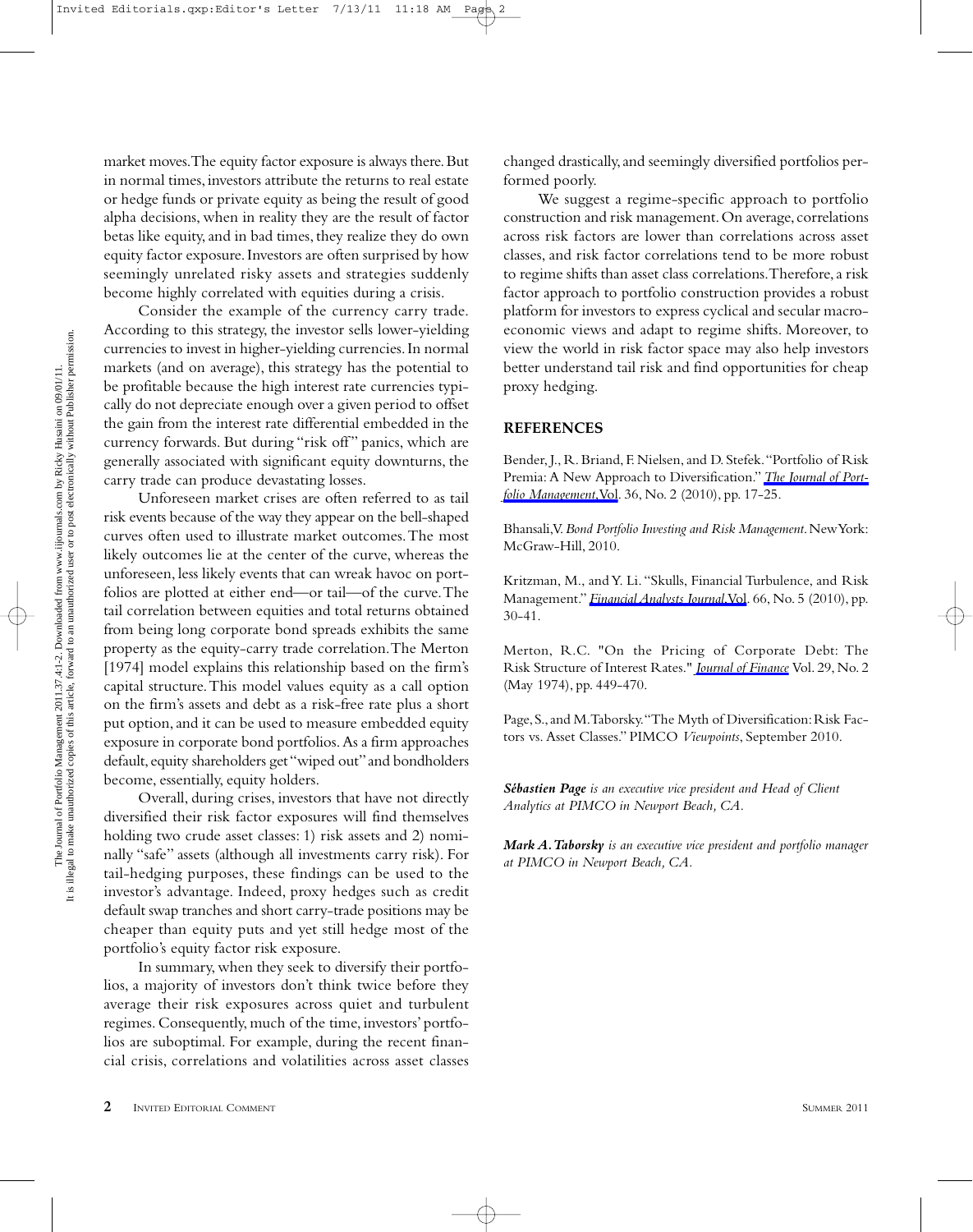market moves. The equity factor exposure is always there. But in normal times, investors attribute the returns to real estate or hedge funds or private equity as being the result of good alpha decisions, when in reality they are the result of factor betas like equity, and in bad times, they realize they do own equity factor exposure. Investors are often surprised by how seemingly unrelated risky assets and strategies suddenly become highly correlated with equities during a crisis.

Consider the example of the currency carry trade. According to this strategy, the investor sells lower-yielding currencies to invest in higher-yielding currencies. In normal markets (and on average), this strategy has the potential to be profitable because the high interest rate currencies typically do not depreciate enough over a given period to offset the gain from the interest rate differential embedded in the currency forwards. But during "risk off" panics, which are generally associated with significant equity downturns, the carry trade can produce devastating losses.

Unforeseen market crises are often referred to as tail risk events because of the way they appear on the bell-shaped curves often used to illustrate market outcomes. The most likely outcomes lie at the center of the curve, whereas the unforeseen, less likely events that can wreak havoc on portfolios are plotted at either end—or tail—of the curve. The tail correlation between equities and total returns obtained from being long corporate bond spreads exhibits the same property as the equity-carry trade correlation. The Merton [1974] model explains this relationship based on the firm's capital structure. This model values equity as a call option on the firm's assets and debt as a risk-free rate plus a short put option, and it can be used to measure embedded equity exposure in corporate bond portfolios. As a firm approaches default, equity shareholders get "wiped out" and bondholders become, essentially, equity holders.

Overall, during crises, investors that have not directly diversified their risk factor exposures will find themselves holding two crude asset classes: 1) risk assets and 2) nominally "safe" assets (although all investments carry risk). For tail-hedging purposes, these findings can be used to the investor's advantage. Indeed, proxy hedges such as credit default swap tranches and short carry-trade positions may be cheaper than equity puts and yet still hedge most of the portfolio's equity factor risk exposure.

In summary, when they seek to diversify their portfolios, a majority of investors don't think twice before they average their risk exposures across quiet and turbulent regimes. Consequently, much of the time, investors' portfolios are suboptimal. For example, during the recent financial crisis, correlations and volatilities across asset classes changed drastically, and seemingly diversified portfolios performed poorly.

We suggest a regime-specific approach to portfolio construction and risk management. On average, correlations across risk factors are lower than correlations across asset classes, and risk factor correlations tend to be more robust to regime shifts than asset class correlations. Therefore, a risk factor approach to portfolio construction provides a robust platform for investors to express cyclical and secular macroeconomic views and adapt to regime shifts. Moreover, to view the world in risk factor space may also help investors better understand tail risk and find opportunities for cheap proxy hedging.

## REFERENCES

Bender, J., R. Briand, F. Nielsen, and D. Stefek. "Portfolio of Risk Premia: A New Approach to Diversification." *The Journal of Portfolio Management*, Vol. 36, No. 2 (2010), pp. 17-25.

Bhansali, V. *Bond Portfolio Investing and Risk Management*. New York: McGraw-Hill, 2010.

Kritzman, M., and Y. Li. "Skulls, Financial Turbulence, and Risk Management." *Financial Analysts Journal*, Vol. 66, No. 5 (2010), pp. 30-41.

Merton, R.C. "On the Pricing of Corporate Debt: The Risk Structure of Interest Rates." *Journal of Finance* Vol. 29, No. 2 (May 1974), pp. 449-470.

Page, S., and M. Taborsky. "The Myth of Diversification: Risk Factors vs. Asset Classes." PIMCO *Viewpoints*, September 2010.

***Sébastien Page*** *is an executive vice president and Head of Client Analytics at PIMCO in Newport Beach, CA.*

***Mark A. Taborsky*** *is an executive vice president and portfolio manager at PIMCO in Newport Beach, CA.*